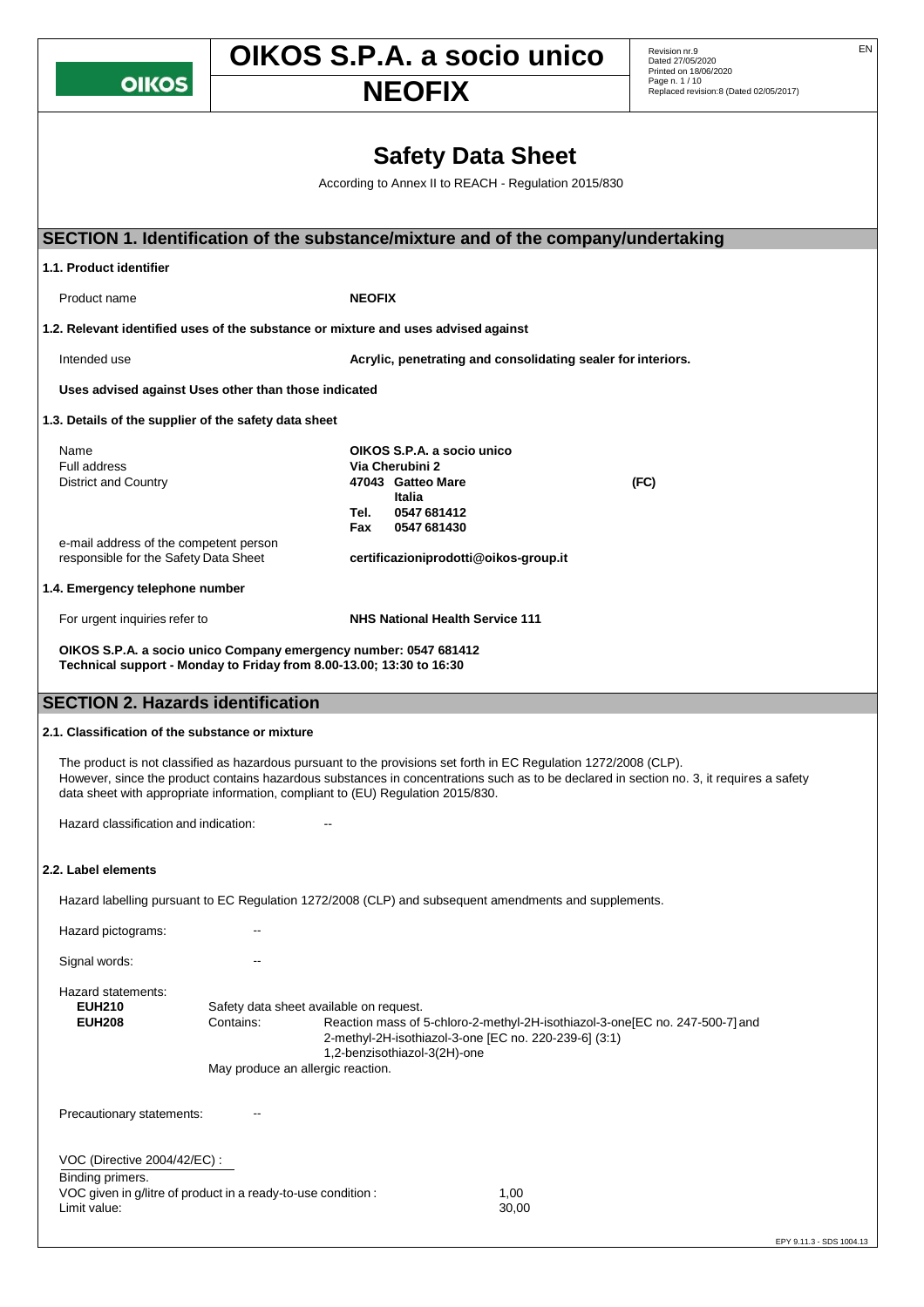# Safety Data Sheet

According to Annex II to REACH - Regulation 2015/830

## SECTION 1. Identification of the substance/mixture and of the company/undertaking

### 1.1. Product identifier

Product name **NEOFIX**

### 1.2. Relevant identified uses of the substance or mixture and uses advised against

Intended use **Acrylic, penetrating and consolidating sealer for interiors.**

**Uses advised against Uses other than those indicated**

### 1.3. Details of the supplier of the safety data sheet

| | |
|---|---|
| Name | **OIKOS S.P.A. a socio unico** |
| Full address | **Via Cherubini 2** |
| District and Country | **47043 Gatteo Mare (FC)** |
| | **Italia** |
| | **Tel. 0547 681412** |
| | **Fax 0547 681430** |
| e-mail address of the competent person responsible for the Safety Data Sheet | **certificazioniprodotti@oikos-group.it** |

### 1.4. Emergency telephone number

For urgent inquiries refer to **NHS National Health Service 111**

**OIKOS S.P.A. a socio unico Company emergency number: 0547 681412**
**Technical support - Monday to Friday from 8.00-13.00; 13:30 to 16:30**

## SECTION 2. Hazards identification

### 2.1. Classification of the substance or mixture

The product is not classified as hazardous pursuant to the provisions set forth in EC Regulation 1272/2008 (CLP).
However, since the product contains hazardous substances in concentrations such as to be declared in section no. 3, it requires a safety data sheet with appropriate information, compliant to (EU) Regulation 2015/830.

Hazard classification and indication: --

### 2.2. Label elements

Hazard labelling pursuant to EC Regulation 1272/2008 (CLP) and subsequent amendments and supplements.

Hazard pictograms: --

Signal words: --

Hazard statements:

**EUH210** Safety data sheet available on request.

**EUH208** Contains: Reaction mass of 5-chloro-2-methyl-2H-isothiazol-3-one[EC no. 247-500-7] and 2-methyl-2H-isothiazol-3-one [EC no. 220-239-6] (3:1)
1,2-benzisothiazol-3(2H)-one
May produce an allergic reaction.

Precautionary statements: --

VOC (Directive 2004/42/EC) :

Binding primers.

VOC given in g/litre of product in a ready-to-use condition : 1,00

Limit value: 30,00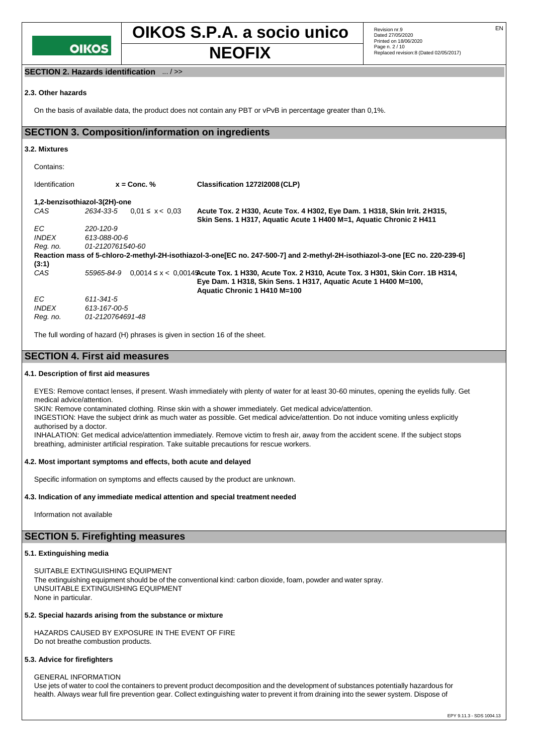## SECTION 2. Hazards identification ... / >>

### 2.3. Other hazards

On the basis of available data, the product does not contain any PBT or vPvB in percentage greater than 0,1%.

## SECTION 3. Composition/information on ingredients

### 3.2. Mixtures

Contains:

| Identification | | x = Conc. % | Classification 1272/2008 (CLP) |
|---|---|---|---|
| **1,2-benzisothiazol-3(2H)-one** | | | |
| *CAS* | *2634-33-5* | 0,01 ≤ x < 0,03 | **Acute Tox. 2 H330, Acute Tox. 4 H302, Eye Dam. 1 H318, Skin Irrit. 2 H315, Skin Sens. 1 H317, Aquatic Acute 1 H400 M=1, Aquatic Chronic 2 H411** |
| *EC* | *220-120-9* | | |
| *INDEX* | *613-088-00-6* | | |
| *Reg. no.* | *01-2120761540-60* | | |
| **Reaction mass of 5-chloro-2-methyl-2H-isothiazol-3-one[EC no. 247-500-7] and 2-methyl-2H-isothiazol-3-one [EC no. 220-239-6] (3:1)** | | | |
| *CAS* | *55965-84-9* | 0,0014 ≤ x < 0,0015 | **Acute Tox. 1 H330, Acute Tox. 2 H310, Acute Tox. 3 H301, Skin Corr. 1B H314, Eye Dam. 1 H318, Skin Sens. 1 H317, Aquatic Acute 1 H400 M=100, Aquatic Chronic 1 H410 M=100** |
| *EC* | *611-341-5* | | |
| *INDEX* | *613-167-00-5* | | |
| *Reg. no.* | *01-2120764691-48* | | |

The full wording of hazard (H) phrases is given in section 16 of the sheet.

## SECTION 4. First aid measures

### 4.1. Description of first aid measures

EYES: Remove contact lenses, if present. Wash immediately with plenty of water for at least 30-60 minutes, opening the eyelids fully. Get medical advice/attention.
SKIN: Remove contaminated clothing. Rinse skin with a shower immediately. Get medical advice/attention.
INGESTION: Have the subject drink as much water as possible. Get medical advice/attention. Do not induce vomiting unless explicitly authorised by a doctor.
INHALATION: Get medical advice/attention immediately. Remove victim to fresh air, away from the accident scene. If the subject stops breathing, administer artificial respiration. Take suitable precautions for rescue workers.

### 4.2. Most important symptoms and effects, both acute and delayed

Specific information on symptoms and effects caused by the product are unknown.

### 4.3. Indication of any immediate medical attention and special treatment needed

Information not available

## SECTION 5. Firefighting measures

### 5.1. Extinguishing media

SUITABLE EXTINGUISHING EQUIPMENT
The extinguishing equipment should be of the conventional kind: carbon dioxide, foam, powder and water spray.
UNSUITABLE EXTINGUISHING EQUIPMENT
None in particular.

### 5.2. Special hazards arising from the substance or mixture

HAZARDS CAUSED BY EXPOSURE IN THE EVENT OF FIRE
Do not breathe combustion products.

### 5.3. Advice for firefighters

GENERAL INFORMATION
Use jets of water to cool the containers to prevent product decomposition and the development of substances potentially hazardous for health. Always wear full fire prevention gear. Collect extinguishing water to prevent it from draining into the sewer system. Dispose of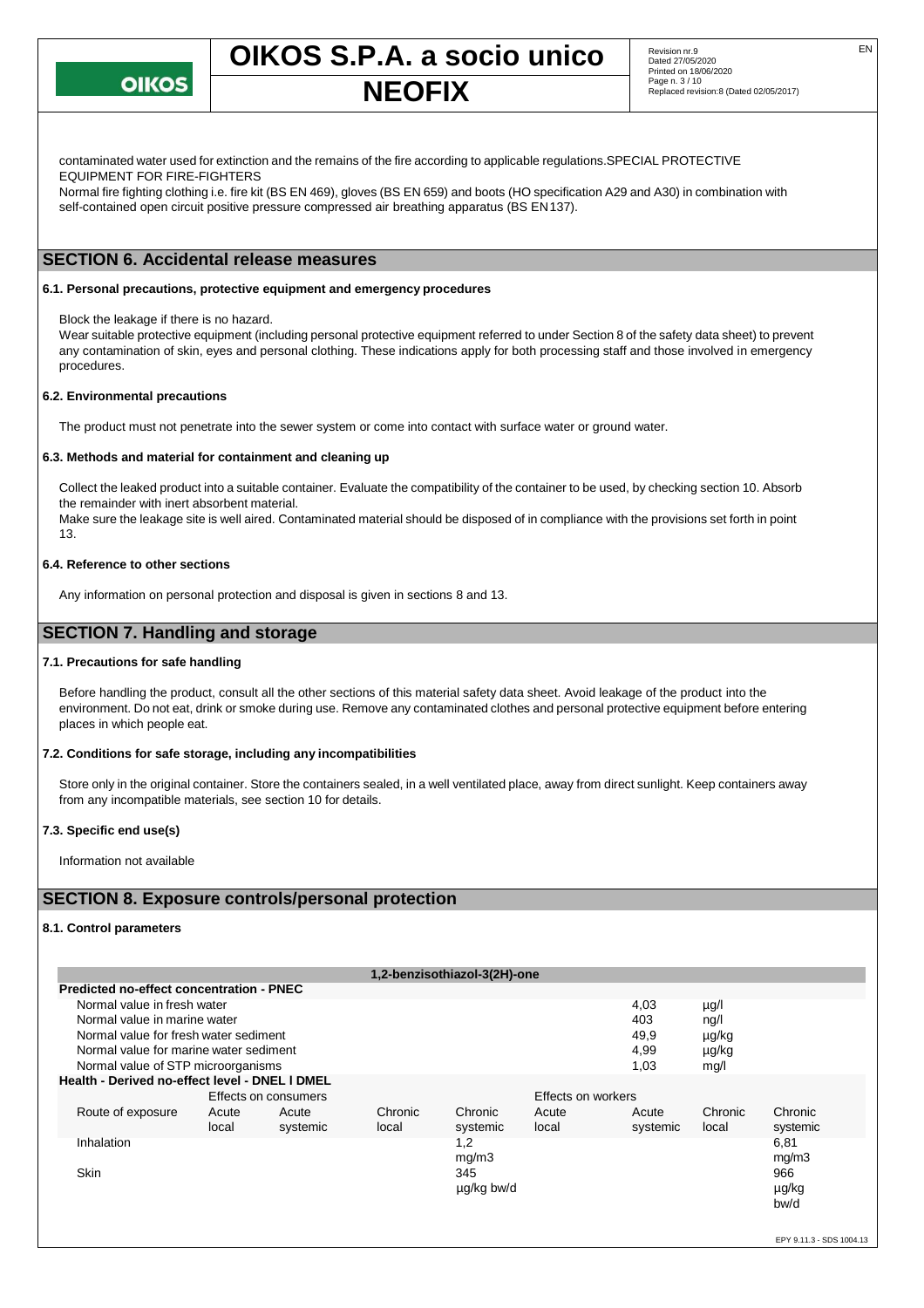contaminated water used for extinction and the remains of the fire according to applicable regulations.SPECIAL PROTECTIVE EQUIPMENT FOR FIRE-FIGHTERS

Normal fire fighting clothing i.e. fire kit (BS EN 469), gloves (BS EN 659) and boots (HO specification A29 and A30) in combination with self-contained open circuit positive pressure compressed air breathing apparatus (BS EN137).

## SECTION 6. Accidental release measures

### 6.1. Personal precautions, protective equipment and emergency procedures

Block the leakage if there is no hazard.

Wear suitable protective equipment (including personal protective equipment referred to under Section 8 of the safety data sheet) to prevent any contamination of skin, eyes and personal clothing. These indications apply for both processing staff and those involved in emergency procedures.

### 6.2. Environmental precautions

The product must not penetrate into the sewer system or come into contact with surface water or ground water.

### 6.3. Methods and material for containment and cleaning up

Collect the leaked product into a suitable container. Evaluate the compatibility of the container to be used, by checking section 10. Absorb the remainder with inert absorbent material.

Make sure the leakage site is well aired. Contaminated material should be disposed of in compliance with the provisions set forth in point 13.

### 6.4. Reference to other sections

Any information on personal protection and disposal is given in sections 8 and 13.

## SECTION 7. Handling and storage

### 7.1. Precautions for safe handling

Before handling the product, consult all the other sections of this material safety data sheet. Avoid leakage of the product into the environment. Do not eat, drink or smoke during use. Remove any contaminated clothes and personal protective equipment before entering places in which people eat.

### 7.2. Conditions for safe storage, including any incompatibilities

Store only in the original container. Store the containers sealed, in a well ventilated place, away from direct sunlight. Keep containers away from any incompatible materials, see section 10 for details.

### 7.3. Specific end use(s)

Information not available

## SECTION 8. Exposure controls/personal protection

### 8.1. Control parameters

**1,2-benzisothiazol-3(2H)-one**

**Predicted no-effect concentration - PNEC**

| | | |
|---|---|---|
| Normal value in fresh water | 4,03 | µg/l |
| Normal value in marine water | 403 | ng/l |
| Normal value for fresh water sediment | 49,9 | µg/kg |
| Normal value for marine water sediment | 4,99 | µg/kg |
| Normal value of STP microorganisms | 1,03 | mg/l |

**Health - Derived no-effect level - DNEL / DMEL**

| | Effects on consumers | | | | Effects on workers | | | |
|---|---|---|---|---|---|---|---|---|
| Route of exposure | Acute local | Acute systemic | Chronic local | Chronic systemic | Acute local | Acute systemic | Chronic local | Chronic systemic |
| Inhalation | | | | 1,2 mg/m3 | | | | 6,81 mg/m3 |
| Skin | | | | 345 µg/kg bw/d | | | | 966 µg/kg bw/d |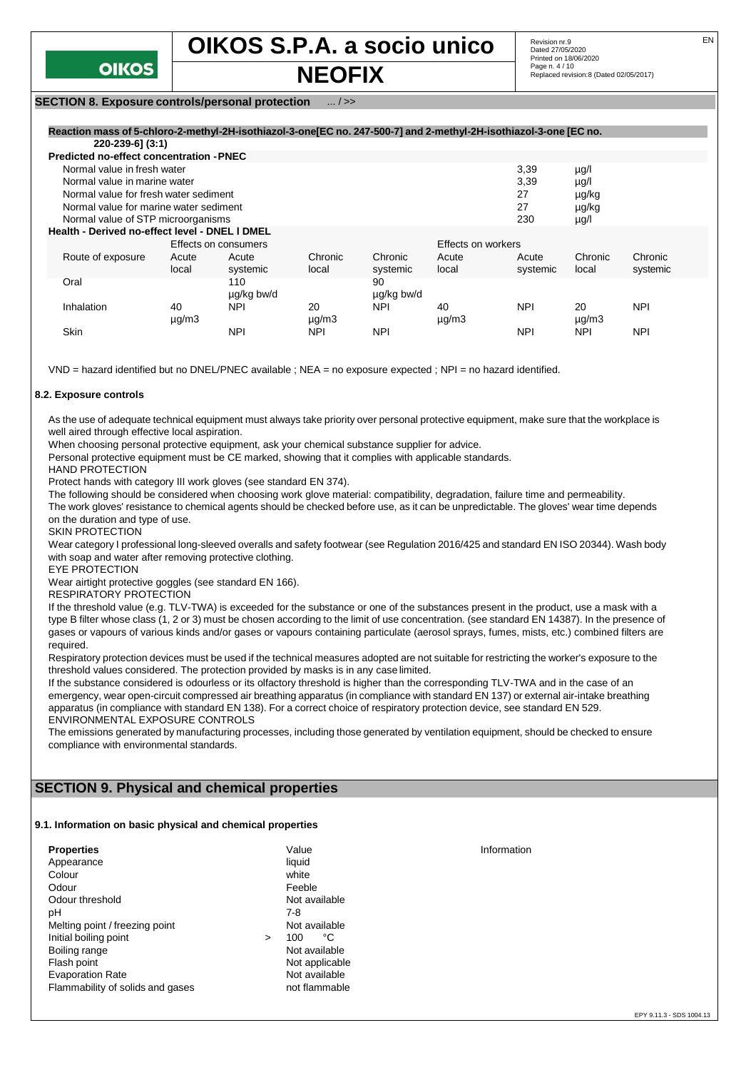**SECTION 8. Exposure controls/personal protection** ... / >>

**Reaction mass of 5-chloro-2-methyl-2H-isothiazol-3-one[EC no. 247-500-7] and 2-methyl-2H-isothiazol-3-one [EC no. 220-239-6] (3:1)**

**Predicted no-effect concentration - PNEC**

| | | |
|---|---|---|
| Normal value in fresh water | 3,39 | µg/l |
| Normal value in marine water | 3,39 | µg/l |
| Normal value for fresh water sediment | 27 | µg/kg |
| Normal value for marine water sediment | 27 | µg/kg |
| Normal value of STP microorganisms | 230 | µg/l |

**Health - Derived no-effect level - DNEL / DMEL**

| | Effects on consumers | | | | Effects on workers | | | |
|---|---|---|---|---|---|---|---|---|
| Route of exposure | Acute local | Acute systemic | Chronic local | Chronic systemic | Acute local | Acute systemic | Chronic local | Chronic systemic |
| Oral | | 110 µg/kg bw/d | | 90 µg/kg bw/d | | | | |
| Inhalation | 40 µg/m3 | NPI | 20 µg/m3 | NPI | 40 µg/m3 | NPI | 20 µg/m3 | NPI |
| Skin | | NPI | NPI | NPI | | NPI | NPI | NPI |

VND = hazard identified but no DNEL/PNEC available ; NEA = no exposure expected ; NPI = no hazard identified.

### 8.2. Exposure controls

As the use of adequate technical equipment must always take priority over personal protective equipment, make sure that the workplace is well aired through effective local aspiration.

When choosing personal protective equipment, ask your chemical substance supplier for advice.

Personal protective equipment must be CE marked, showing that it complies with applicable standards.

HAND PROTECTION

Protect hands with category III work gloves (see standard EN 374).

The following should be considered when choosing work glove material: compatibility, degradation, failure time and permeability.

The work gloves' resistance to chemical agents should be checked before use, as it can be unpredictable. The gloves' wear time depends on the duration and type of use.

SKIN PROTECTION

Wear category I professional long-sleeved overalls and safety footwear (see Regulation 2016/425 and standard EN ISO 20344). Wash body with soap and water after removing protective clothing.

EYE PROTECTION

Wear airtight protective goggles (see standard EN 166).

RESPIRATORY PROTECTION

If the threshold value (e.g. TLV-TWA) is exceeded for the substance or one of the substances present in the product, use a mask with a type B filter whose class (1, 2 or 3) must be chosen according to the limit of use concentration. (see standard EN 14387). In the presence of gases or vapours of various kinds and/or gases or vapours containing particulate (aerosol sprays, fumes, mists, etc.) combined filters are required.

Respiratory protection devices must be used if the technical measures adopted are not suitable for restricting the worker's exposure to the threshold values considered. The protection provided by masks is in any case limited.

If the substance considered is odourless or its olfactory threshold is higher than the corresponding TLV-TWA and in the case of an emergency, wear open-circuit compressed air breathing apparatus (in compliance with standard EN 137) or external air-intake breathing apparatus (in compliance with standard EN 138). For a correct choice of respiratory protection device, see standard EN 529.

ENVIRONMENTAL EXPOSURE CONTROLS

The emissions generated by manufacturing processes, including those generated by ventilation equipment, should be checked to ensure compliance with environmental standards.

## SECTION 9. Physical and chemical properties

### 9.1. Information on basic physical and chemical properties

| Properties | Value | Information |
|---|---|---|
| Appearance | liquid | |
| Colour | white | |
| Odour | Feeble | |
| Odour threshold | Not available | |
| pH | 7-8 | |
| Melting point / freezing point | Not available | |
| Initial boiling point | > 100 °C | |
| Boiling range | Not available | |
| Flash point | Not applicable | |
| Evaporation Rate | Not available | |
| Flammability of solids and gases | not flammable | |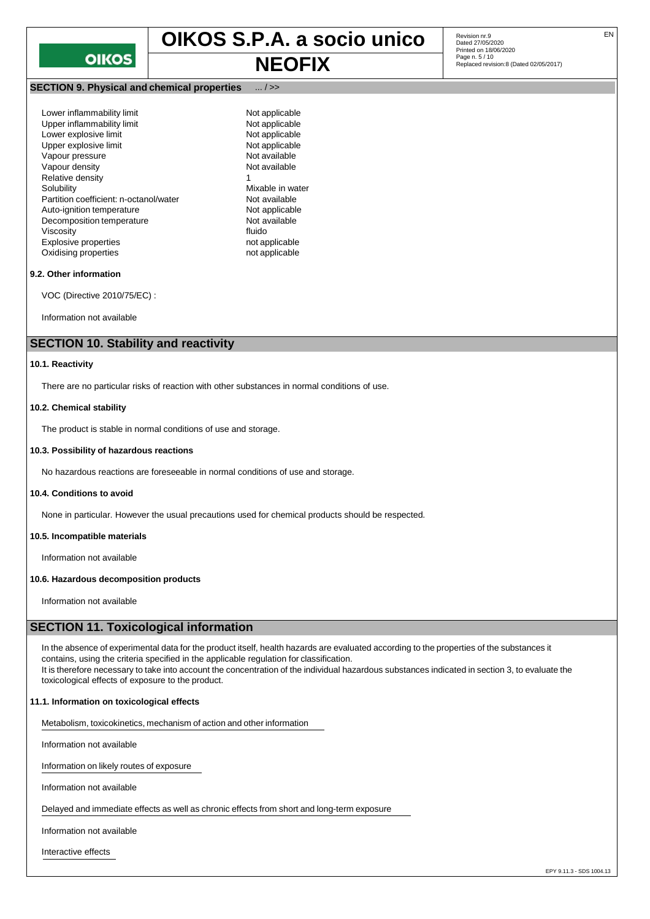## SECTION 9. Physical and chemical properties ... / >>

| | |
|---|---|
| Lower inflammability limit | Not applicable |
| Upper inflammability limit | Not applicable |
| Lower explosive limit | Not applicable |
| Upper explosive limit | Not applicable |
| Vapour pressure | Not available |
| Vapour density | Not available |
| Relative density | 1 |
| Solubility | Mixable in water |
| Partition coefficient: n-octanol/water | Not available |
| Auto-ignition temperature | Not applicable |
| Decomposition temperature | Not available |
| Viscosity | fluido |
| Explosive properties | not applicable |
| Oxidising properties | not applicable |

### 9.2. Other information

VOC (Directive 2010/75/EC) :

Information not available

## SECTION 10. Stability and reactivity

### 10.1. Reactivity

There are no particular risks of reaction with other substances in normal conditions of use.

### 10.2. Chemical stability

The product is stable in normal conditions of use and storage.

### 10.3. Possibility of hazardous reactions

No hazardous reactions are foreseeable in normal conditions of use and storage.

### 10.4. Conditions to avoid

None in particular. However the usual precautions used for chemical products should be respected.

### 10.5. Incompatible materials

Information not available

### 10.6. Hazardous decomposition products

Information not available

## SECTION 11. Toxicological information

In the absence of experimental data for the product itself, health hazards are evaluated according to the properties of the substances it contains, using the criteria specified in the applicable regulation for classification.
It is therefore necessary to take into account the concentration of the individual hazardous substances indicated in section 3, to evaluate the toxicological effects of exposure to the product.

### 11.1. Information on toxicological effects

Metabolism, toxicokinetics, mechanism of action and other information

Information not available

Information on likely routes of exposure

Information not available

Delayed and immediate effects as well as chronic effects from short and long-term exposure

Information not available

Interactive effects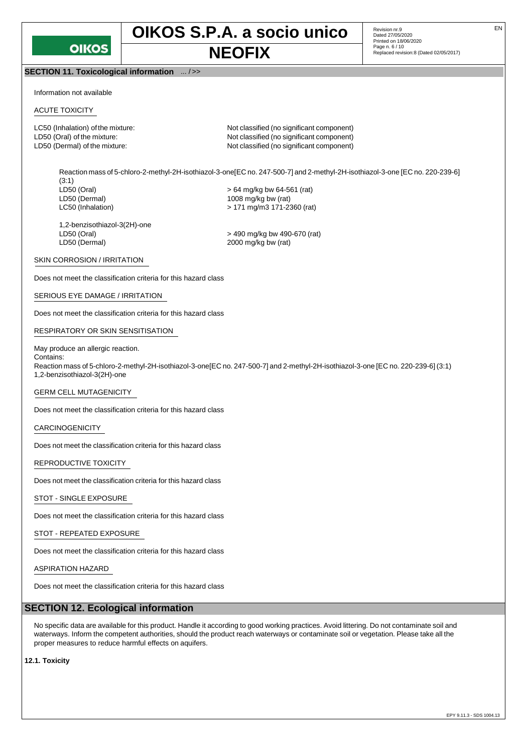## SECTION 11. Toxicological information ... / >>

Information not available

ACUTE TOXICITY

| | |
|---|---|
| LC50 (Inhalation) of the mixture: | Not classified (no significant component) |
| LD50 (Oral) of the mixture: | Not classified (no significant component) |
| LD50 (Dermal) of the mixture: | Not classified (no significant component) |

Reaction mass of 5-chloro-2-methyl-2H-isothiazol-3-one[EC no. 247-500-7] and 2-methyl-2H-isothiazol-3-one [EC no. 220-239-6] (3:1)

| | |
|---|---|
| LD50 (Oral) | > 64 mg/kg bw 64-561 (rat) |
| LD50 (Dermal) | 1008 mg/kg bw (rat) |
| LC50 (Inhalation) | > 171 mg/m3 171-2360 (rat) |

1,2-benzisothiazol-3(2H)-one

| | |
|---|---|
| LD50 (Oral) | > 490 mg/kg bw 490-670 (rat) |
| LD50 (Dermal) | 2000 mg/kg bw (rat) |

SKIN CORROSION / IRRITATION

Does not meet the classification criteria for this hazard class

SERIOUS EYE DAMAGE / IRRITATION

Does not meet the classification criteria for this hazard class

RESPIRATORY OR SKIN SENSITISATION

May produce an allergic reaction.
Contains:
Reaction mass of 5-chloro-2-methyl-2H-isothiazol-3-one[EC no. 247-500-7] and 2-methyl-2H-isothiazol-3-one [EC no. 220-239-6] (3:1)
1,2-benzisothiazol-3(2H)-one

GERM CELL MUTAGENICITY

Does not meet the classification criteria for this hazard class

CARCINOGENICITY

Does not meet the classification criteria for this hazard class

REPRODUCTIVE TOXICITY

Does not meet the classification criteria for this hazard class

STOT - SINGLE EXPOSURE

Does not meet the classification criteria for this hazard class

STOT - REPEATED EXPOSURE

Does not meet the classification criteria for this hazard class

ASPIRATION HAZARD

Does not meet the classification criteria for this hazard class

## SECTION 12. Ecological information

No specific data are available for this product. Handle it according to good working practices. Avoid littering. Do not contaminate soil and waterways. Inform the competent authorities, should the product reach waterways or contaminate soil or vegetation. Please take all the proper measures to reduce harmful effects on aquifers.

**12.1. Toxicity**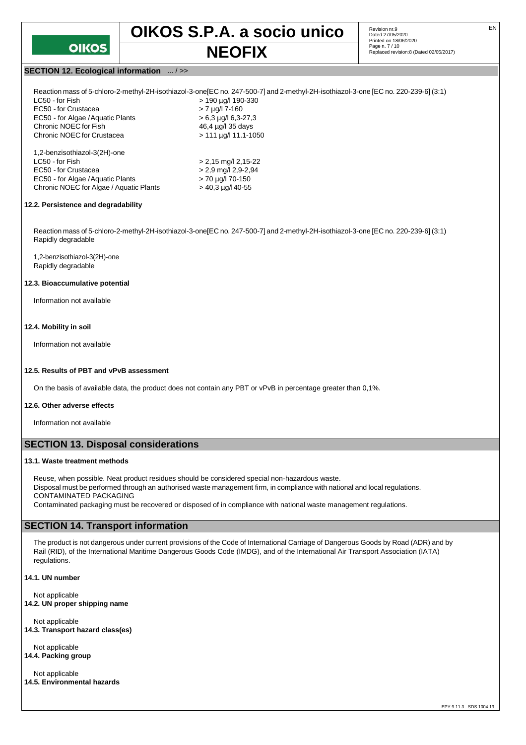## SECTION 12. Ecological information ... / >>

Reaction mass of 5-chloro-2-methyl-2H-isothiazol-3-one[EC no. 247-500-7] and 2-methyl-2H-isothiazol-3-one [EC no. 220-239-6] (3:1)

| | |
|---|---|
| LC50 - for Fish | > 190 µg/l 190-330 |
| EC50 - for Crustacea | > 7 µg/l 7-160 |
| EC50 - for Algae / Aquatic Plants | > 6,3 µg/l 6,3-27,3 |
| Chronic NOEC for Fish | 46,4 µg/l 35 days |
| Chronic NOEC for Crustacea | > 111 µg/l 11.1-1050 |

1,2-benzisothiazol-3(2H)-one

| | |
|---|---|
| LC50 - for Fish | > 2,15 mg/l 2,15-22 |
| EC50 - for Crustacea | > 2,9 mg/l 2,9-2,94 |
| EC50 - for Algae / Aquatic Plants | > 70 µg/l 70-150 |
| Chronic NOEC for Algae / Aquatic Plants | > 40,3 µg/l 40-55 |

### 12.2. Persistence and degradability

Reaction mass of 5-chloro-2-methyl-2H-isothiazol-3-one[EC no. 247-500-7] and 2-methyl-2H-isothiazol-3-one [EC no. 220-239-6] (3:1)
Rapidly degradable

1,2-benzisothiazol-3(2H)-one
Rapidly degradable

### 12.3. Bioaccumulative potential

Information not available

### 12.4. Mobility in soil

Information not available

### 12.5. Results of PBT and vPvB assessment

On the basis of available data, the product does not contain any PBT or vPvB in percentage greater than 0,1%.

### 12.6. Other adverse effects

Information not available

## SECTION 13. Disposal considerations

### 13.1. Waste treatment methods

Reuse, when possible. Neat product residues should be considered special non-hazardous waste.
Disposal must be performed through an authorised waste management firm, in compliance with national and local regulations.
CONTAMINATED PACKAGING
Contaminated packaging must be recovered or disposed of in compliance with national waste management regulations.

## SECTION 14. Transport information

The product is not dangerous under current provisions of the Code of International Carriage of Dangerous Goods by Road (ADR) and by Rail (RID), of the International Maritime Dangerous Goods Code (IMDG), and of the International Air Transport Association (IATA) regulations.

### 14.1. UN number

Not applicable

### 14.2. UN proper shipping name

Not applicable

### 14.3. Transport hazard class(es)

Not applicable

### 14.4. Packing group

Not applicable

### 14.5. Environmental hazards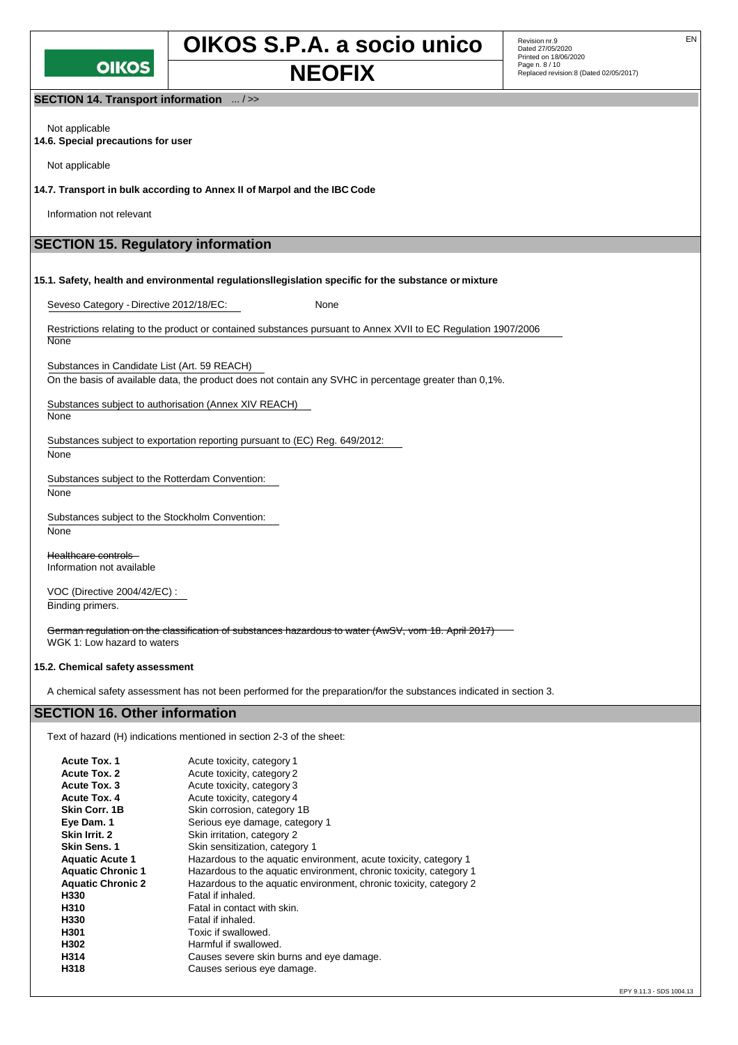## SECTION 14. Transport information ... / >>

Not applicable

**14.6. Special precautions for user**

Not applicable

**14.7. Transport in bulk according to Annex II of Marpol and the IBC Code**

Information not relevant

## SECTION 15. Regulatory information

**15.1. Safety, health and environmental regulationsllegislation specific for the substance or mixture**

Seveso Category - Directive 2012/18/EC: None

Restrictions relating to the product or contained substances pursuant to Annex XVII to EC Regulation 1907/2006
None

Substances in Candidate List (Art. 59 REACH)
On the basis of available data, the product does not contain any SVHC in percentage greater than 0,1%.

Substances subject to authorisation (Annex XIV REACH)
None

Substances subject to exportation reporting pursuant to (EC) Reg. 649/2012:
None

Substances subject to the Rotterdam Convention:
None

Substances subject to the Stockholm Convention:
None

~~Healthcare controls~~
Information not available

VOC (Directive 2004/42/EC) :
Binding primers.

~~German regulation on the classification of substances hazardous to water (AwSV, vom 18. April 2017)~~
WGK 1: Low hazard to waters

**15.2. Chemical safety assessment**

A chemical safety assessment has not been performed for the preparation/for the substances indicated in section 3.

## SECTION 16. Other information

Text of hazard (H) indications mentioned in section 2-3 of the sheet:

| | |
|---|---|
| **Acute Tox. 1** | Acute toxicity, category 1 |
| **Acute Tox. 2** | Acute toxicity, category 2 |
| **Acute Tox. 3** | Acute toxicity, category 3 |
| **Acute Tox. 4** | Acute toxicity, category 4 |
| **Skin Corr. 1B** | Skin corrosion, category 1B |
| **Eye Dam. 1** | Serious eye damage, category 1 |
| **Skin Irrit. 2** | Skin irritation, category 2 |
| **Skin Sens. 1** | Skin sensitization, category 1 |
| **Aquatic Acute 1** | Hazardous to the aquatic environment, acute toxicity, category 1 |
| **Aquatic Chronic 1** | Hazardous to the aquatic environment, chronic toxicity, category 1 |
| **Aquatic Chronic 2** | Hazardous to the aquatic environment, chronic toxicity, category 2 |
| **H330** | Fatal if inhaled. |
| **H310** | Fatal in contact with skin. |
| **H330** | Fatal if inhaled. |
| **H301** | Toxic if swallowed. |
| **H302** | Harmful if swallowed. |
| **H314** | Causes severe skin burns and eye damage. |
| **H318** | Causes serious eye damage. |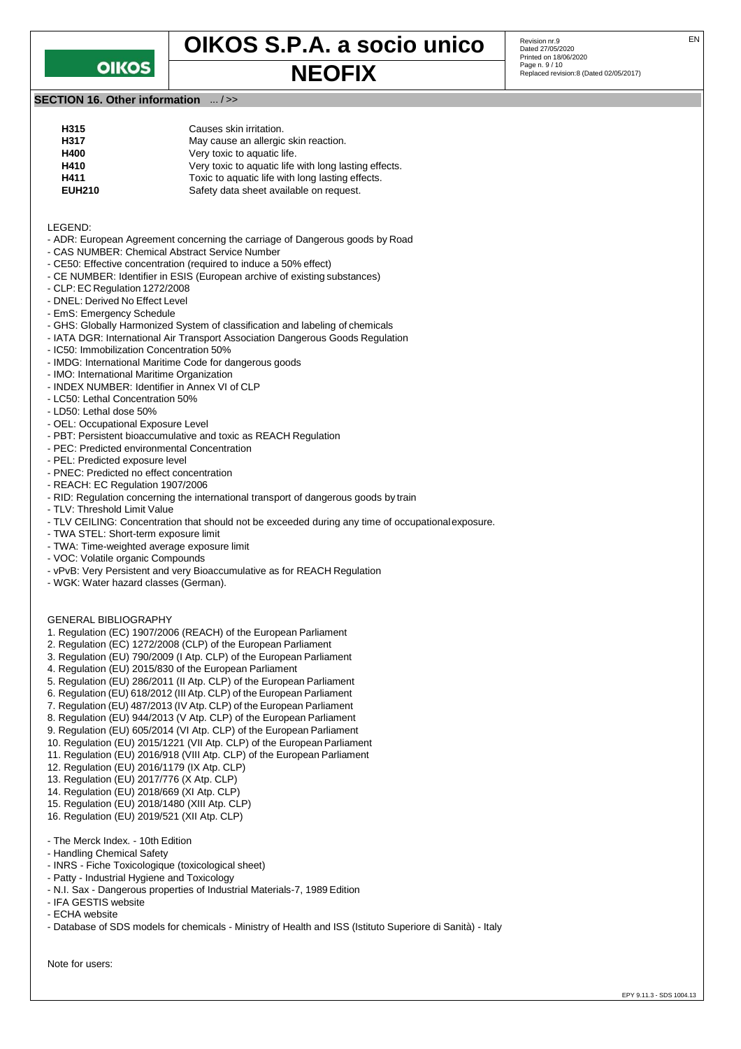## SECTION 16. Other information ... / >>

| | |
|---|---|
| **H315** | Causes skin irritation. |
| **H317** | May cause an allergic skin reaction. |
| **H400** | Very toxic to aquatic life. |
| **H410** | Very toxic to aquatic life with long lasting effects. |
| **H411** | Toxic to aquatic life with long lasting effects. |
| **EUH210** | Safety data sheet available on request. |

LEGEND:

- ADR: European Agreement concerning the carriage of Dangerous goods by Road
- CAS NUMBER: Chemical Abstract Service Number
- CE50: Effective concentration (required to induce a 50% effect)
- CE NUMBER: Identifier in ESIS (European archive of existing substances)
- CLP: EC Regulation 1272/2008
- DNEL: Derived No Effect Level
- EmS: Emergency Schedule
- GHS: Globally Harmonized System of classification and labeling of chemicals
- IATA DGR: International Air Transport Association Dangerous Goods Regulation
- IC50: Immobilization Concentration 50%
- IMDG: International Maritime Code for dangerous goods
- IMO: International Maritime Organization
- INDEX NUMBER: Identifier in Annex VI of CLP
- LC50: Lethal Concentration 50%
- LD50: Lethal dose 50%
- OEL: Occupational Exposure Level
- PBT: Persistent bioaccumulative and toxic as REACH Regulation
- PEC: Predicted environmental Concentration
- PEL: Predicted exposure level
- PNEC: Predicted no effect concentration
- REACH: EC Regulation 1907/2006
- RID: Regulation concerning the international transport of dangerous goods by train
- TLV: Threshold Limit Value
- TLV CEILING: Concentration that should not be exceeded during any time of occupational exposure.
- TWA STEL: Short-term exposure limit
- TWA: Time-weighted average exposure limit
- VOC: Volatile organic Compounds
- vPvB: Very Persistent and very Bioaccumulative as for REACH Regulation
- WGK: Water hazard classes (German).

GENERAL BIBLIOGRAPHY

1. Regulation (EC) 1907/2006 (REACH) of the European Parliament
2. Regulation (EC) 1272/2008 (CLP) of the European Parliament
3. Regulation (EU) 790/2009 (I Atp. CLP) of the European Parliament
4. Regulation (EU) 2015/830 of the European Parliament
5. Regulation (EU) 286/2011 (II Atp. CLP) of the European Parliament
6. Regulation (EU) 618/2012 (III Atp. CLP) of the European Parliament
7. Regulation (EU) 487/2013 (IV Atp. CLP) of the European Parliament
8. Regulation (EU) 944/2013 (V Atp. CLP) of the European Parliament
9. Regulation (EU) 605/2014 (VI Atp. CLP) of the European Parliament
10. Regulation (EU) 2015/1221 (VII Atp. CLP) of the European Parliament
11. Regulation (EU) 2016/918 (VIII Atp. CLP) of the European Parliament
12. Regulation (EU) 2016/1179 (IX Atp. CLP)
13. Regulation (EU) 2017/776 (X Atp. CLP)
14. Regulation (EU) 2018/669 (XI Atp. CLP)
15. Regulation (EU) 2018/1480 (XIII Atp. CLP)
16. Regulation (EU) 2019/521 (XII Atp. CLP)

- The Merck Index. - 10th Edition
- Handling Chemical Safety
- INRS - Fiche Toxicologique (toxicological sheet)
- Patty - Industrial Hygiene and Toxicology
- N.I. Sax - Dangerous properties of Industrial Materials-7, 1989 Edition
- IFA GESTIS website
- ECHA website
- Database of SDS models for chemicals - Ministry of Health and ISS (Istituto Superiore di Sanità) - Italy

Note for users: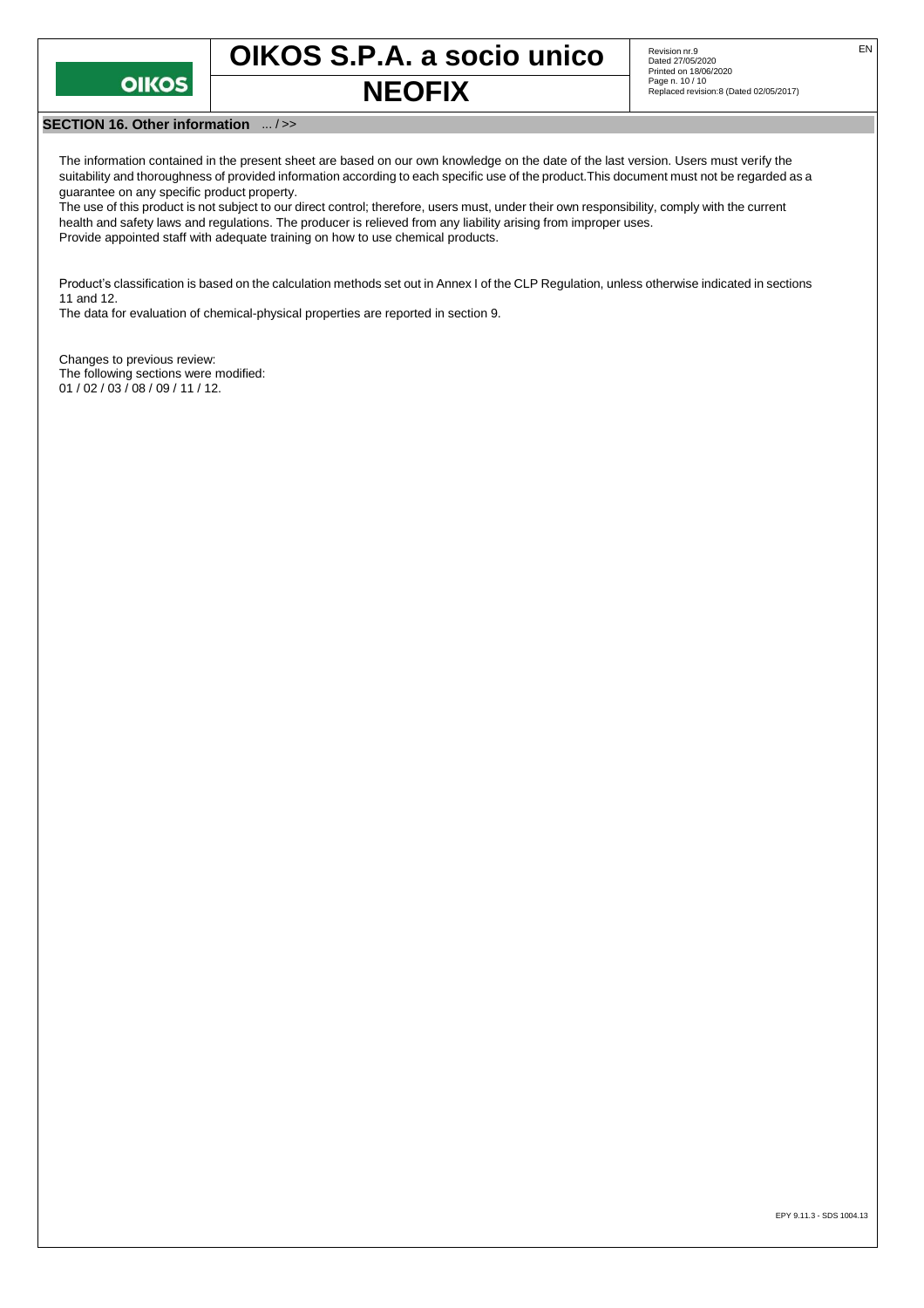## SECTION 16. Other information ... / >>

The information contained in the present sheet are based on our own knowledge on the date of the last version. Users must verify the suitability and thoroughness of provided information according to each specific use of the product.This document must not be regarded as a guarantee on any specific product property.
The use of this product is not subject to our direct control; therefore, users must, under their own responsibility, comply with the current health and safety laws and regulations. The producer is relieved from any liability arising from improper uses.
Provide appointed staff with adequate training on how to use chemical products.

Product's classification is based on the calculation methods set out in Annex I of the CLP Regulation, unless otherwise indicated in sections 11 and 12.
The data for evaluation of chemical-physical properties are reported in section 9.

Changes to previous review:
The following sections were modified:
01 / 02 / 03 / 08 / 09 / 11 / 12.